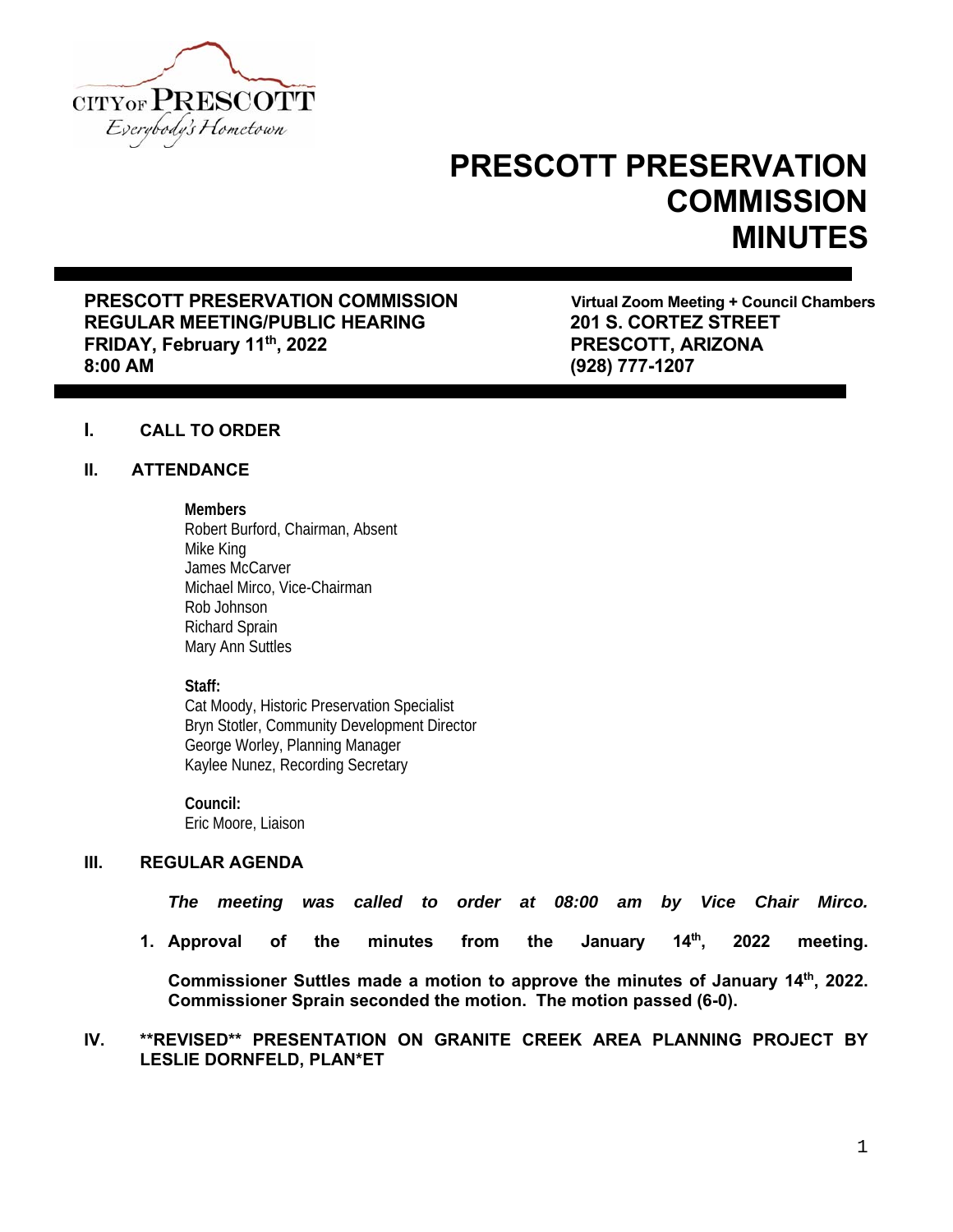CITY OF PRESCOTT
Everybody's Hometown

# PRESCOTT PRESERVATION COMMISSION MINUTES

**PRESCOTT PRESERVATION COMMISSION**
**REGULAR MEETING/PUBLIC HEARING**
**FRIDAY, February 11th, 2022**
**8:00 AM**

**Virtual Zoom Meeting + Council Chambers**
**201 S. CORTEZ STREET**
**PRESCOTT, ARIZONA**
**(928) 777-1207**

## I. CALL TO ORDER

## II. ATTENDANCE

**Members**
Robert Burford, Chairman, Absent
Mike King
James McCarver
Michael Mirco, Vice-Chairman
Rob Johnson
Richard Sprain
Mary Ann Suttles

**Staff:**
Cat Moody, Historic Preservation Specialist
Bryn Stotler, Community Development Director
George Worley, Planning Manager
Kaylee Nunez, Recording Secretary

**Council:**
Eric Moore, Liaison

## III. REGULAR AGENDA

***The meeting was called to order at 08:00 am by Vice Chair Mirco.***

**1. Approval of the minutes from the January 14th, 2022 meeting.**

**Commissioner Suttles made a motion to approve the minutes of January 14th, 2022. Commissioner Sprain seconded the motion. The motion passed (6-0).**

## IV. **REVISED** PRESENTATION ON GRANITE CREEK AREA PLANNING PROJECT BY LESLIE DORNFELD, PLAN*ET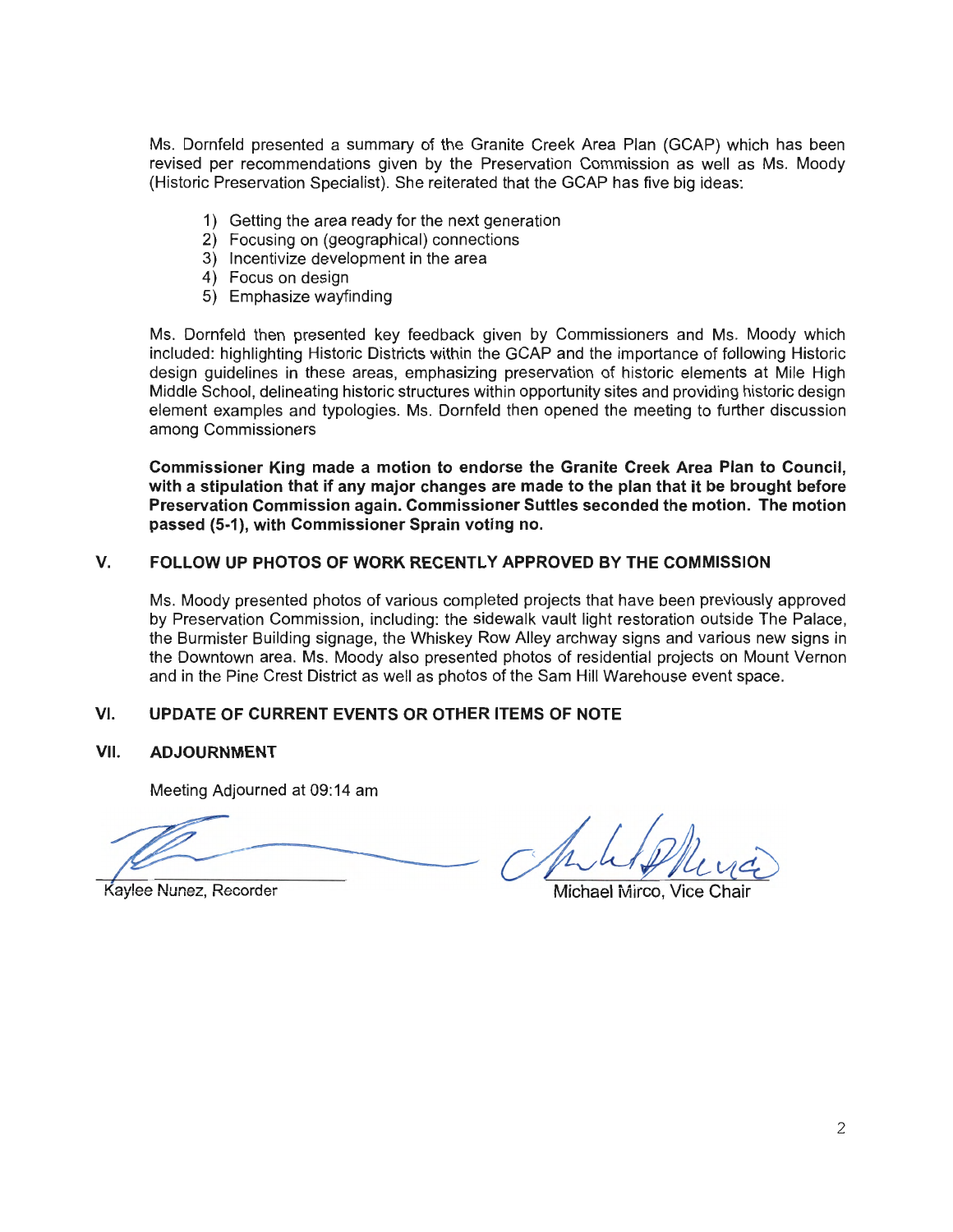Ms. Dornfeld presented a summary of the Granite Creek Area Plan (GCAP) which has been revised per recommendations given by the Preservation Commission as well as Ms. Moody (Historic Preservation Specialist). She reiterated that the GCAP has five big ideas:

1) Getting the area ready for the next generation
2) Focusing on (geographical) connections
3) Incentivize development in the area
4) Focus on design
5) Emphasize wayfinding

Ms. Dornfeld then presented key feedback given by Commissioners and Ms. Moody which included: highlighting Historic Districts within the GCAP and the importance of following Historic design guidelines in these areas, emphasizing preservation of historic elements at Mile High Middle School, delineating historic structures within opportunity sites and providing historic design element examples and typologies. Ms. Dornfeld then opened the meeting to further discussion among Commissioners

**Commissioner King made a motion to endorse the Granite Creek Area Plan to Council, with a stipulation that if any major changes are made to the plan that it be brought before Preservation Commission again. Commissioner Suttles seconded the motion. The motion passed (5-1), with Commissioner Sprain voting no.**

## V. FOLLOW UP PHOTOS OF WORK RECENTLY APPROVED BY THE COMMISSION

Ms. Moody presented photos of various completed projects that have been previously approved by Preservation Commission, including: the sidewalk vault light restoration outside The Palace, the Burmister Building signage, the Whiskey Row Alley archway signs and various new signs in the Downtown area. Ms. Moody also presented photos of residential projects on Mount Vernon and in the Pine Crest District as well as photos of the Sam Hill Warehouse event space.

## VI. UPDATE OF CURRENT EVENTS OR OTHER ITEMS OF NOTE

## VII. ADJOURNMENT

Meeting Adjourned at 09:14 am

Kaylee Nunez, Recorder

Michael Mirco, Vice Chair